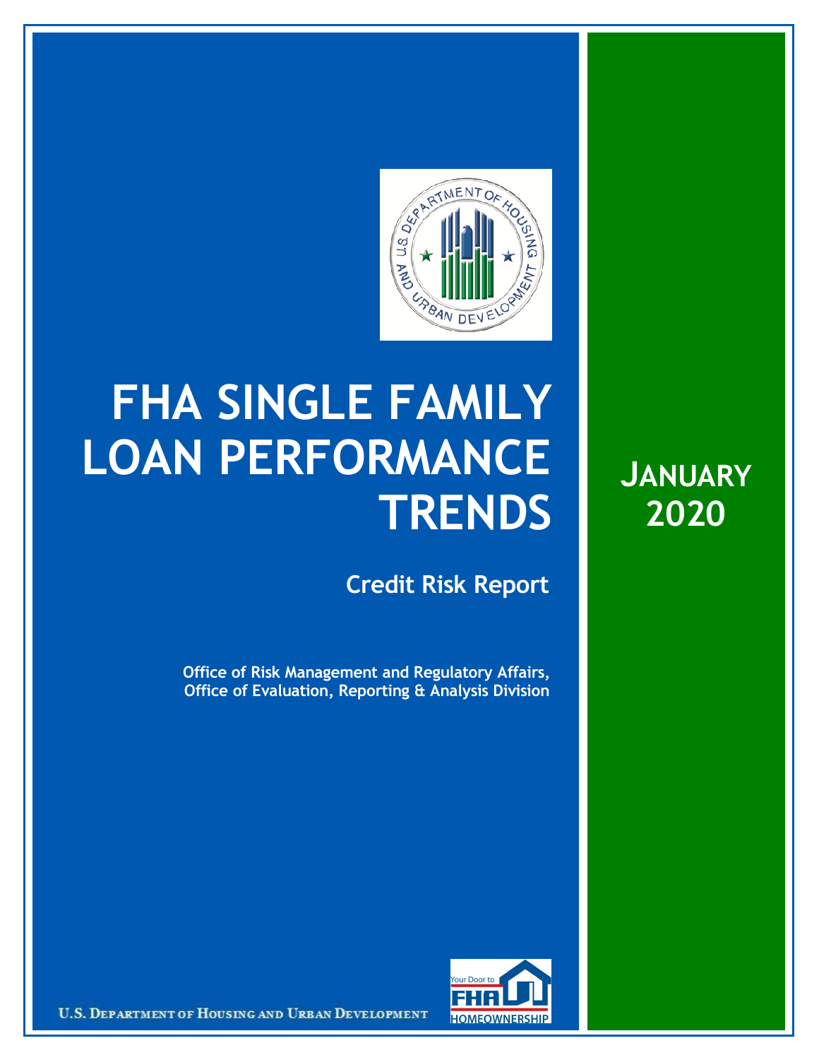# FHA SINGLE FAMILY LOAN PERFORMANCE TRENDS

## JANUARY 2020

### Credit Risk Report

**Office of Risk Management and Regulatory Affairs,**
**Office of Evaluation, Reporting & Analysis Division**

U.S. DEPARTMENT OF HOUSING AND URBAN DEVELOPMENT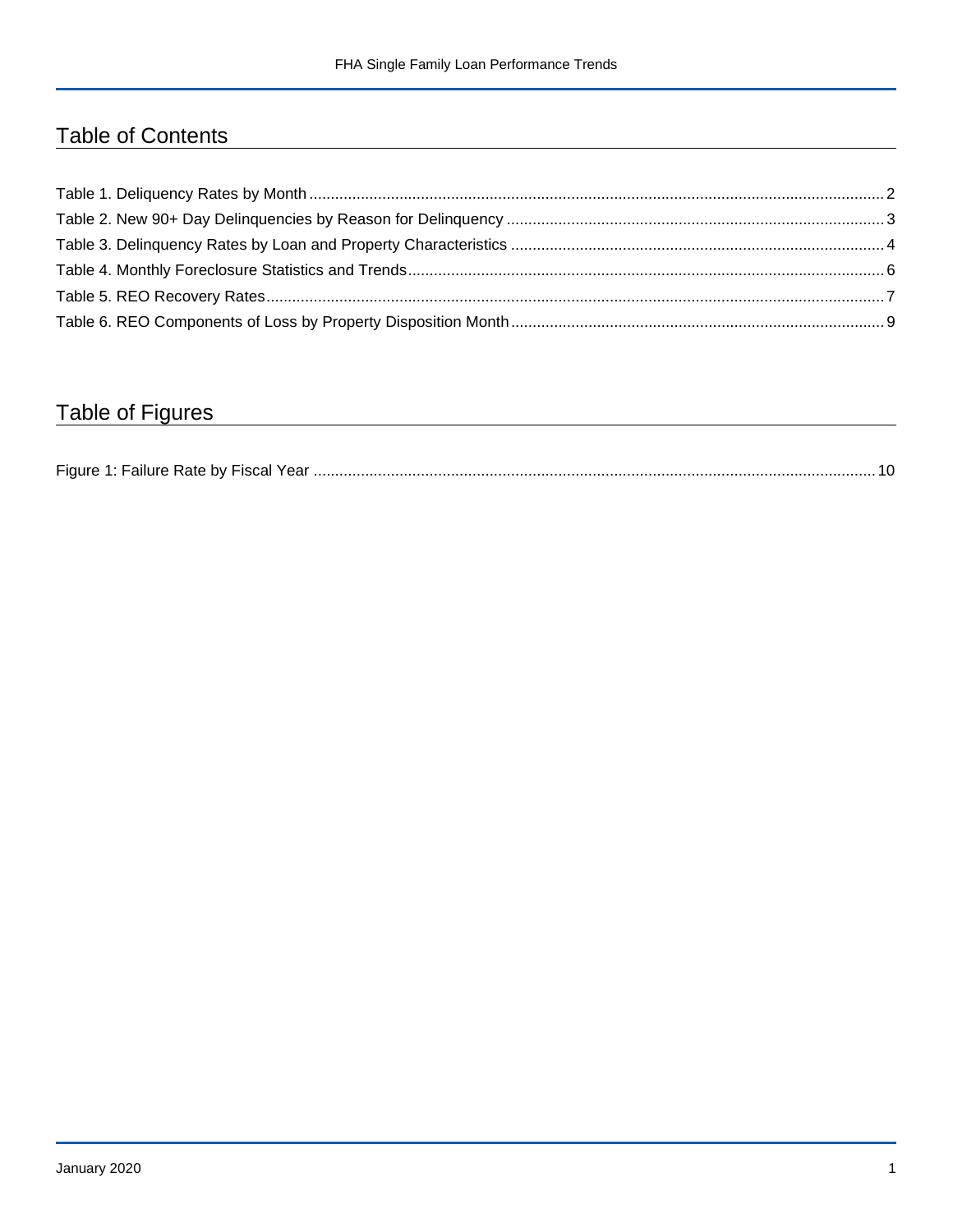# Table of Contents

Table 1. Deliquency Rates by Month ..... 2

Table 2. New 90+ Day Delinquencies by Reason for Delinquency ..... 3

Table 3. Delinquency Rates by Loan and Property Characteristics ..... 4

Table 4. Monthly Foreclosure Statistics and Trends ..... 6

Table 5. REO Recovery Rates ..... 7

Table 6. REO Components of Loss by Property Disposition Month ..... 9

# Table of Figures

Figure 1: Failure Rate by Fiscal Year ..... 10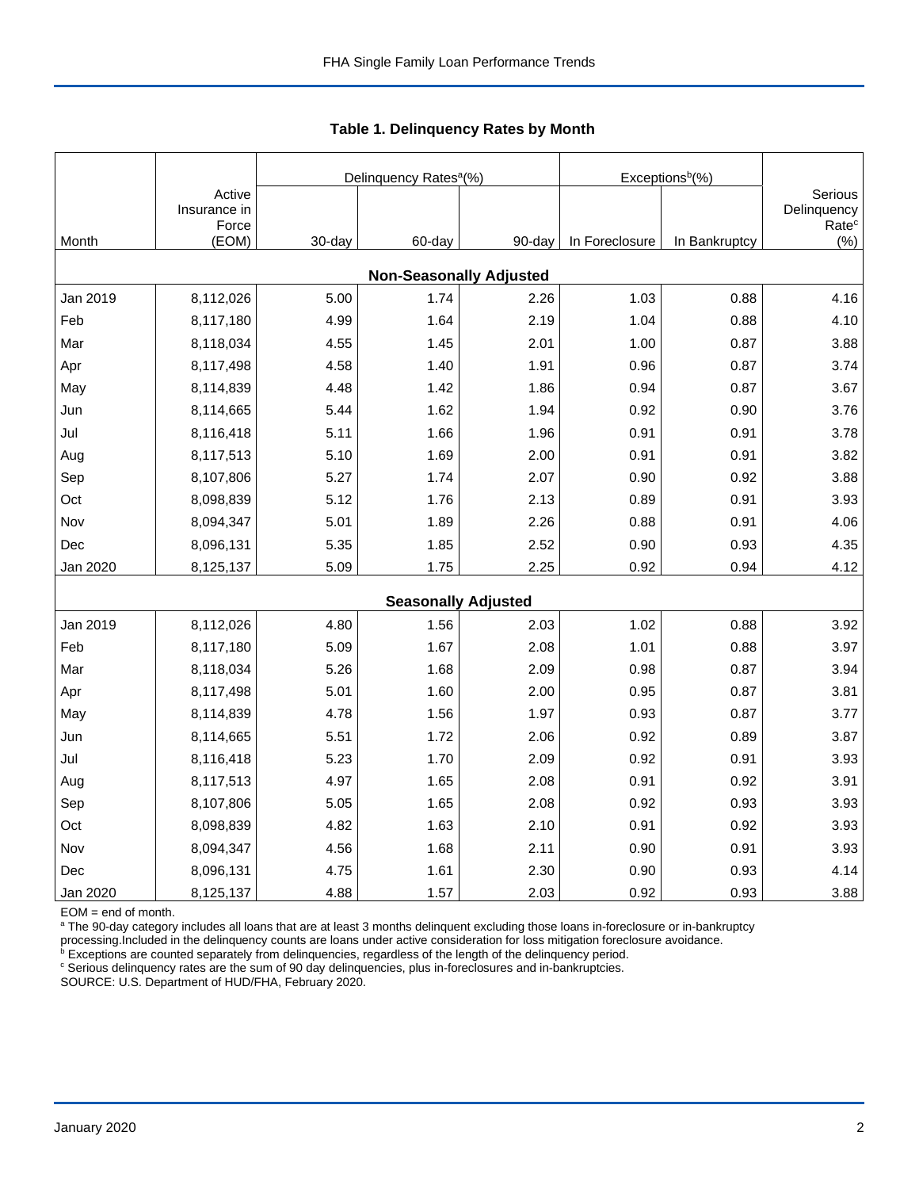### Table 1. Delinquency Rates by Month

| Month | Active Insurance in Force (EOM) | Delinquency Rates[a](%) | | | Exceptions[b](%) | | Serious Delinquency Rate[c] (%) |
|---|---|---|---|---|---|---|---|
| | | 30-day | 60-day | 90-day | In Foreclosure | In Bankruptcy | |
| **Non-Seasonally Adjusted** | | | | | | | |
| Jan 2019 | 8,112,026 | 5.00 | 1.74 | 2.26 | 1.03 | 0.88 | 4.16 |
| Feb | 8,117,180 | 4.99 | 1.64 | 2.19 | 1.04 | 0.88 | 4.10 |
| Mar | 8,118,034 | 4.55 | 1.45 | 2.01 | 1.00 | 0.87 | 3.88 |
| Apr | 8,117,498 | 4.58 | 1.40 | 1.91 | 0.96 | 0.87 | 3.74 |
| May | 8,114,839 | 4.48 | 1.42 | 1.86 | 0.94 | 0.87 | 3.67 |
| Jun | 8,114,665 | 5.44 | 1.62 | 1.94 | 0.92 | 0.90 | 3.76 |
| Jul | 8,116,418 | 5.11 | 1.66 | 1.96 | 0.91 | 0.91 | 3.78 |
| Aug | 8,117,513 | 5.10 | 1.69 | 2.00 | 0.91 | 0.91 | 3.82 |
| Sep | 8,107,806 | 5.27 | 1.74 | 2.07 | 0.90 | 0.92 | 3.88 |
| Oct | 8,098,839 | 5.12 | 1.76 | 2.13 | 0.89 | 0.91 | 3.93 |
| Nov | 8,094,347 | 5.01 | 1.89 | 2.26 | 0.88 | 0.91 | 4.06 |
| Dec | 8,096,131 | 5.35 | 1.85 | 2.52 | 0.90 | 0.93 | 4.35 |
| Jan 2020 | 8,125,137 | 5.09 | 1.75 | 2.25 | 0.92 | 0.94 | 4.12 |
| **Seasonally Adjusted** | | | | | | | |
| Jan 2019 | 8,112,026 | 4.80 | 1.56 | 2.03 | 1.02 | 0.88 | 3.92 |
| Feb | 8,117,180 | 5.09 | 1.67 | 2.08 | 1.01 | 0.88 | 3.97 |
| Mar | 8,118,034 | 5.26 | 1.68 | 2.09 | 0.98 | 0.87 | 3.94 |
| Apr | 8,117,498 | 5.01 | 1.60 | 2.00 | 0.95 | 0.87 | 3.81 |
| May | 8,114,839 | 4.78 | 1.56 | 1.97 | 0.93 | 0.87 | 3.77 |
| Jun | 8,114,665 | 5.51 | 1.72 | 2.06 | 0.92 | 0.89 | 3.87 |
| Jul | 8,116,418 | 5.23 | 1.70 | 2.09 | 0.92 | 0.91 | 3.93 |
| Aug | 8,117,513 | 4.97 | 1.65 | 2.08 | 0.91 | 0.92 | 3.91 |
| Sep | 8,107,806 | 5.05 | 1.65 | 2.08 | 0.92 | 0.93 | 3.93 |
| Oct | 8,098,839 | 4.82 | 1.63 | 2.10 | 0.91 | 0.92 | 3.93 |
| Nov | 8,094,347 | 4.56 | 1.68 | 2.11 | 0.90 | 0.91 | 3.93 |
| Dec | 8,096,131 | 4.75 | 1.61 | 2.30 | 0.90 | 0.93 | 4.14 |
| Jan 2020 | 8,125,137 | 4.88 | 1.57 | 2.03 | 0.92 | 0.93 | 3.88 |

EOM = end of month.

[a] The 90-day category includes all loans that are at least 3 months delinquent excluding those loans in-foreclosure or in-bankruptcy processing.Included in the delinquency counts are loans under active consideration for loss mitigation foreclosure avoidance.

[b] Exceptions are counted separately from delinquencies, regardless of the length of the delinquency period.

[c] Serious delinquency rates are the sum of 90 day delinquencies, plus in-foreclosures and in-bankruptcies.

SOURCE: U.S. Department of HUD/FHA, February 2020.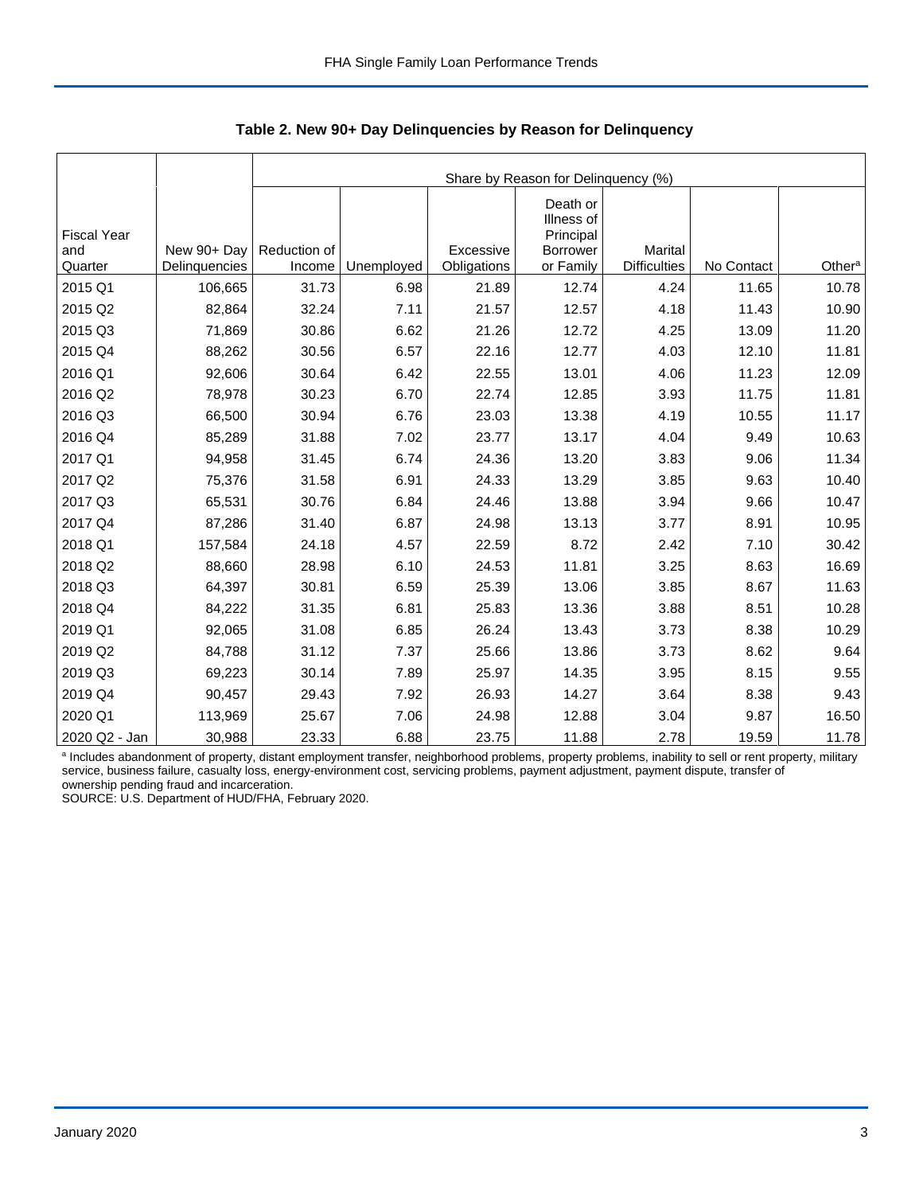## Table 2. New 90+ Day Delinquencies by Reason for Delinquency

| Fiscal Year and Quarter | New 90+ Day Delinquencies | Share by Reason for Delinquency (%) | | | | | | |
|---|---|---|---|---|---|---|---|---|
| | | Reduction of Income | Unemployed | Excessive Obligations | Death or Illness of Principal Borrower or Family | Marital Difficulties | No Contact | Other[a] |
| 2015 Q1 | 106,665 | 31.73 | 6.98 | 21.89 | 12.74 | 4.24 | 11.65 | 10.78 |
| 2015 Q2 | 82,864 | 32.24 | 7.11 | 21.57 | 12.57 | 4.18 | 11.43 | 10.90 |
| 2015 Q3 | 71,869 | 30.86 | 6.62 | 21.26 | 12.72 | 4.25 | 13.09 | 11.20 |
| 2015 Q4 | 88,262 | 30.56 | 6.57 | 22.16 | 12.77 | 4.03 | 12.10 | 11.81 |
| 2016 Q1 | 92,606 | 30.64 | 6.42 | 22.55 | 13.01 | 4.06 | 11.23 | 12.09 |
| 2016 Q2 | 78,978 | 30.23 | 6.70 | 22.74 | 12.85 | 3.93 | 11.75 | 11.81 |
| 2016 Q3 | 66,500 | 30.94 | 6.76 | 23.03 | 13.38 | 4.19 | 10.55 | 11.17 |
| 2016 Q4 | 85,289 | 31.88 | 7.02 | 23.77 | 13.17 | 4.04 | 9.49 | 10.63 |
| 2017 Q1 | 94,958 | 31.45 | 6.74 | 24.36 | 13.20 | 3.83 | 9.06 | 11.34 |
| 2017 Q2 | 75,376 | 31.58 | 6.91 | 24.33 | 13.29 | 3.85 | 9.63 | 10.40 |
| 2017 Q3 | 65,531 | 30.76 | 6.84 | 24.46 | 13.88 | 3.94 | 9.66 | 10.47 |
| 2017 Q4 | 87,286 | 31.40 | 6.87 | 24.98 | 13.13 | 3.77 | 8.91 | 10.95 |
| 2018 Q1 | 157,584 | 24.18 | 4.57 | 22.59 | 8.72 | 2.42 | 7.10 | 30.42 |
| 2018 Q2 | 88,660 | 28.98 | 6.10 | 24.53 | 11.81 | 3.25 | 8.63 | 16.69 |
| 2018 Q3 | 64,397 | 30.81 | 6.59 | 25.39 | 13.06 | 3.85 | 8.67 | 11.63 |
| 2018 Q4 | 84,222 | 31.35 | 6.81 | 25.83 | 13.36 | 3.88 | 8.51 | 10.28 |
| 2019 Q1 | 92,065 | 31.08 | 6.85 | 26.24 | 13.43 | 3.73 | 8.38 | 10.29 |
| 2019 Q2 | 84,788 | 31.12 | 7.37 | 25.66 | 13.86 | 3.73 | 8.62 | 9.64 |
| 2019 Q3 | 69,223 | 30.14 | 7.89 | 25.97 | 14.35 | 3.95 | 8.15 | 9.55 |
| 2019 Q4 | 90,457 | 29.43 | 7.92 | 26.93 | 14.27 | 3.64 | 8.38 | 9.43 |
| 2020 Q1 | 113,969 | 25.67 | 7.06 | 24.98 | 12.88 | 3.04 | 9.87 | 16.50 |
| 2020 Q2 - Jan | 30,988 | 23.33 | 6.88 | 23.75 | 11.88 | 2.78 | 19.59 | 11.78 |

[a] Includes abandonment of property, distant employment transfer, neighborhood problems, property problems, inability to sell or rent property, military service, business failure, casualty loss, energy-environment cost, servicing problems, payment adjustment, payment dispute, transfer of ownership pending fraud and incarceration.

SOURCE: U.S. Department of HUD/FHA, February 2020.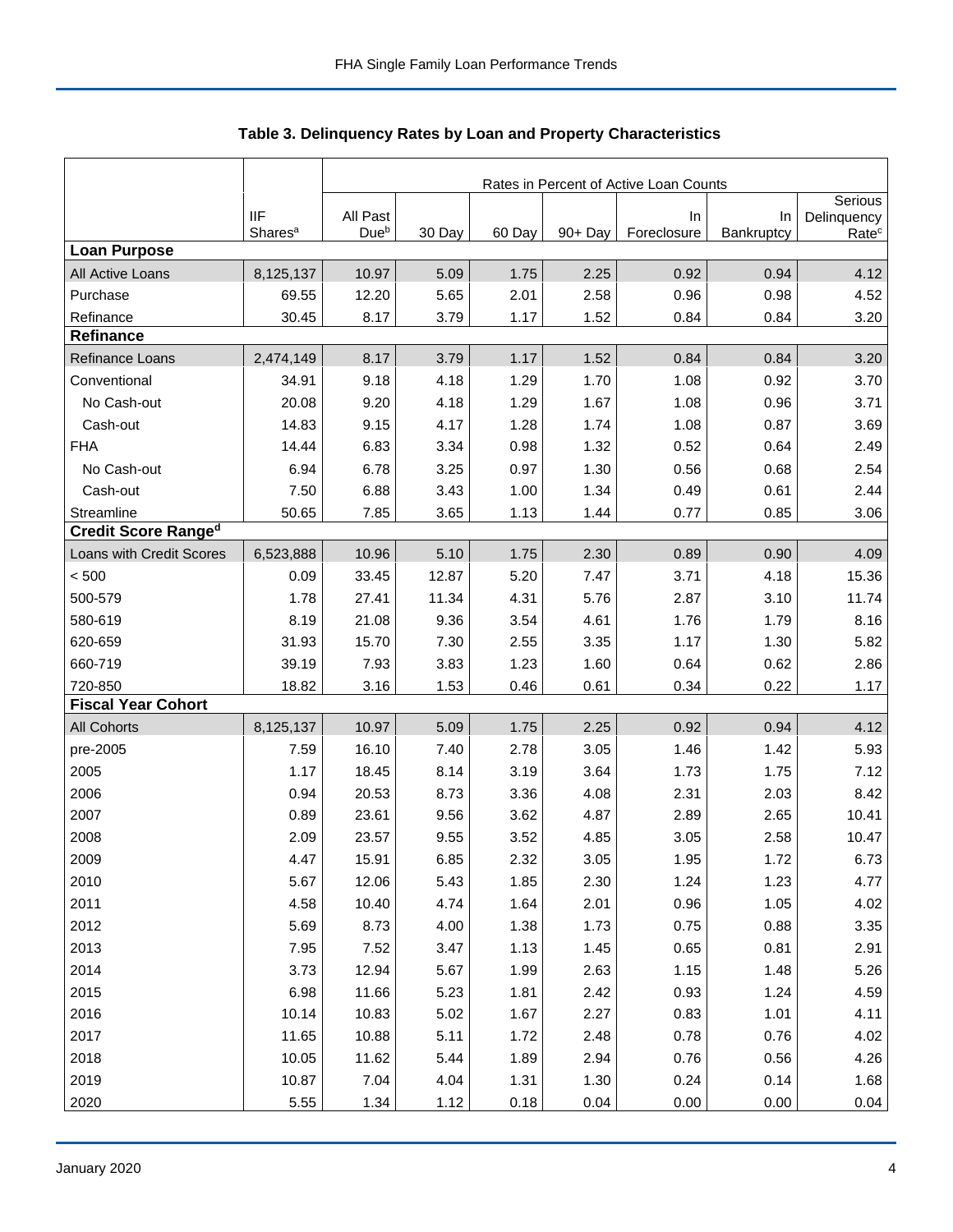## Table 3. Delinquency Rates by Loan and Property Characteristics

| | IIF Shares[a] | Rates in Percent of Active Loan Counts | | | | | | |
|---|---|---|---|---|---|---|---|---|
| | | All Past Due[b] | 30 Day | 60 Day | 90+ Day | In Foreclosure | In Bankruptcy | Serious Delinquency Rate[c] |
| **Loan Purpose** | | | | | | | | |
| All Active Loans | 8,125,137 | 10.97 | 5.09 | 1.75 | 2.25 | 0.92 | 0.94 | 4.12 |
| Purchase | 69.55 | 12.20 | 5.65 | 2.01 | 2.58 | 0.96 | 0.98 | 4.52 |
| Refinance | 30.45 | 8.17 | 3.79 | 1.17 | 1.52 | 0.84 | 0.84 | 3.20 |
| **Refinance** | | | | | | | | |
| Refinance Loans | 2,474,149 | 8.17 | 3.79 | 1.17 | 1.52 | 0.84 | 0.84 | 3.20 |
| Conventional | 34.91 | 9.18 | 4.18 | 1.29 | 1.70 | 1.08 | 0.92 | 3.70 |
| No Cash-out | 20.08 | 9.20 | 4.18 | 1.29 | 1.67 | 1.08 | 0.96 | 3.71 |
| Cash-out | 14.83 | 9.15 | 4.17 | 1.28 | 1.74 | 1.08 | 0.87 | 3.69 |
| FHA | 14.44 | 6.83 | 3.34 | 0.98 | 1.32 | 0.52 | 0.64 | 2.49 |
| No Cash-out | 6.94 | 6.78 | 3.25 | 0.97 | 1.30 | 0.56 | 0.68 | 2.54 |
| Cash-out | 7.50 | 6.88 | 3.43 | 1.00 | 1.34 | 0.49 | 0.61 | 2.44 |
| Streamline | 50.65 | 7.85 | 3.65 | 1.13 | 1.44 | 0.77 | 0.85 | 3.06 |
| **Credit Score Range[d]** | | | | | | | | |
| Loans with Credit Scores | 6,523,888 | 10.96 | 5.10 | 1.75 | 2.30 | 0.89 | 0.90 | 4.09 |
| < 500 | 0.09 | 33.45 | 12.87 | 5.20 | 7.47 | 3.71 | 4.18 | 15.36 |
| 500-579 | 1.78 | 27.41 | 11.34 | 4.31 | 5.76 | 2.87 | 3.10 | 11.74 |
| 580-619 | 8.19 | 21.08 | 9.36 | 3.54 | 4.61 | 1.76 | 1.79 | 8.16 |
| 620-659 | 31.93 | 15.70 | 7.30 | 2.55 | 3.35 | 1.17 | 1.30 | 5.82 |
| 660-719 | 39.19 | 7.93 | 3.83 | 1.23 | 1.60 | 0.64 | 0.62 | 2.86 |
| 720-850 | 18.82 | 3.16 | 1.53 | 0.46 | 0.61 | 0.34 | 0.22 | 1.17 |
| **Fiscal Year Cohort** | | | | | | | | |
| All Cohorts | 8,125,137 | 10.97 | 5.09 | 1.75 | 2.25 | 0.92 | 0.94 | 4.12 |
| pre-2005 | 7.59 | 16.10 | 7.40 | 2.78 | 3.05 | 1.46 | 1.42 | 5.93 |
| 2005 | 1.17 | 18.45 | 8.14 | 3.19 | 3.64 | 1.73 | 1.75 | 7.12 |
| 2006 | 0.94 | 20.53 | 8.73 | 3.36 | 4.08 | 2.31 | 2.03 | 8.42 |
| 2007 | 0.89 | 23.61 | 9.56 | 3.62 | 4.87 | 2.89 | 2.65 | 10.41 |
| 2008 | 2.09 | 23.57 | 9.55 | 3.52 | 4.85 | 3.05 | 2.58 | 10.47 |
| 2009 | 4.47 | 15.91 | 6.85 | 2.32 | 3.05 | 1.95 | 1.72 | 6.73 |
| 2010 | 5.67 | 12.06 | 5.43 | 1.85 | 2.30 | 1.24 | 1.23 | 4.77 |
| 2011 | 4.58 | 10.40 | 4.74 | 1.64 | 2.01 | 0.96 | 1.05 | 4.02 |
| 2012 | 5.69 | 8.73 | 4.00 | 1.38 | 1.73 | 0.75 | 0.88 | 3.35 |
| 2013 | 7.95 | 7.52 | 3.47 | 1.13 | 1.45 | 0.65 | 0.81 | 2.91 |
| 2014 | 3.73 | 12.94 | 5.67 | 1.99 | 2.63 | 1.15 | 1.48 | 5.26 |
| 2015 | 6.98 | 11.66 | 5.23 | 1.81 | 2.42 | 0.93 | 1.24 | 4.59 |
| 2016 | 10.14 | 10.83 | 5.02 | 1.67 | 2.27 | 0.83 | 1.01 | 4.11 |
| 2017 | 11.65 | 10.88 | 5.11 | 1.72 | 2.48 | 0.78 | 0.76 | 4.02 |
| 2018 | 10.05 | 11.62 | 5.44 | 1.89 | 2.94 | 0.76 | 0.56 | 4.26 |
| 2019 | 10.87 | 7.04 | 4.04 | 1.31 | 1.30 | 0.24 | 0.14 | 1.68 |
| 2020 | 5.55 | 1.34 | 1.12 | 0.18 | 0.04 | 0.00 | 0.00 | 0.04 |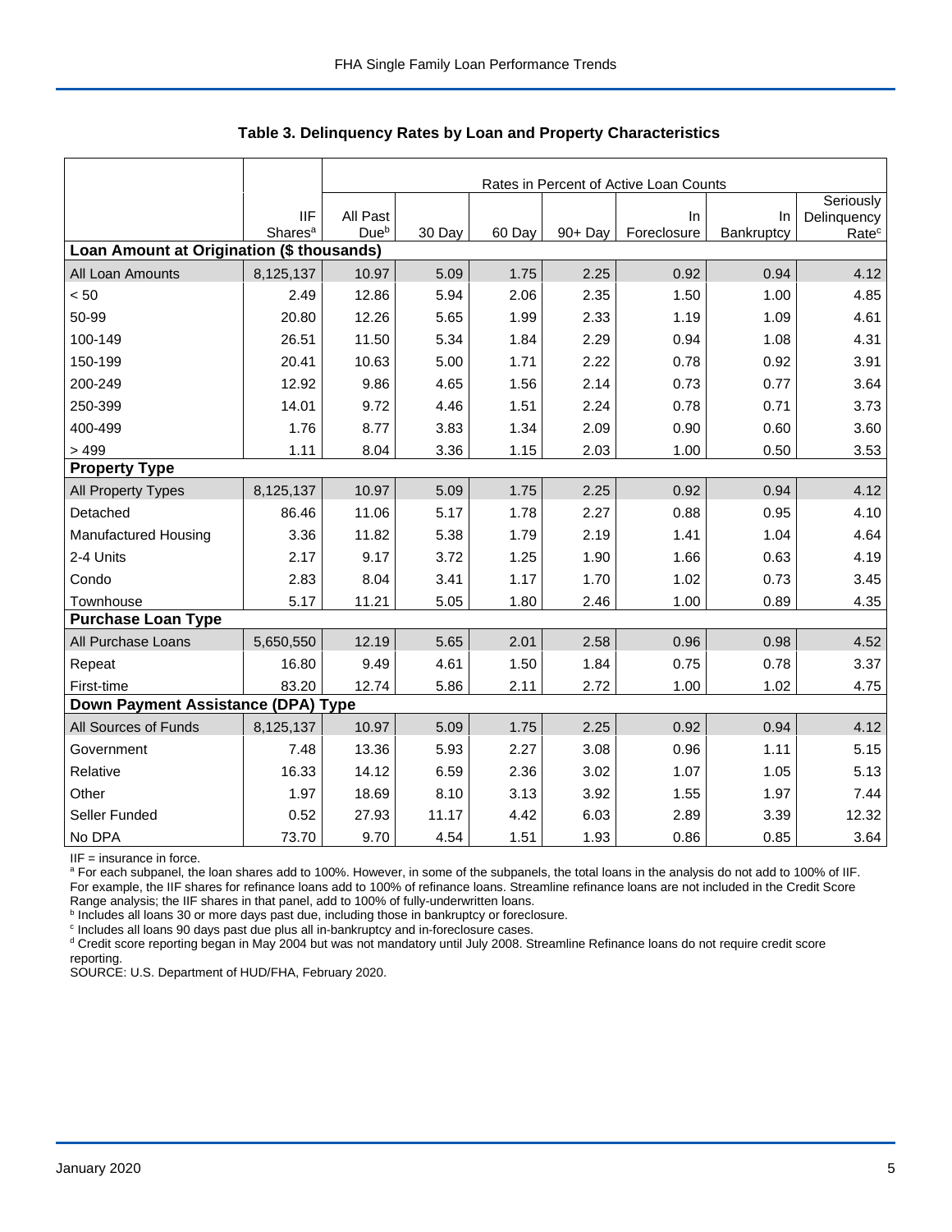## Table 3. Delinquency Rates by Loan and Property Characteristics

| | IIF Shares[a] | Rates in Percent of Active Loan Counts | | | | | | |
|---|---|---|---|---|---|---|---|---|
| | | All Past Due[b] | 30 Day | 60 Day | 90+ Day | In Foreclosure | In Bankruptcy | Seriously Delinquency Rate[c] |
| **Loan Amount at Origination ($ thousands)** | | | | | | | | |
| All Loan Amounts | 8,125,137 | 10.97 | 5.09 | 1.75 | 2.25 | 0.92 | 0.94 | 4.12 |
| < 50 | 2.49 | 12.86 | 5.94 | 2.06 | 2.35 | 1.50 | 1.00 | 4.85 |
| 50-99 | 20.80 | 12.26 | 5.65 | 1.99 | 2.33 | 1.19 | 1.09 | 4.61 |
| 100-149 | 26.51 | 11.50 | 5.34 | 1.84 | 2.29 | 0.94 | 1.08 | 4.31 |
| 150-199 | 20.41 | 10.63 | 5.00 | 1.71 | 2.22 | 0.78 | 0.92 | 3.91 |
| 200-249 | 12.92 | 9.86 | 4.65 | 1.56 | 2.14 | 0.73 | 0.77 | 3.64 |
| 250-399 | 14.01 | 9.72 | 4.46 | 1.51 | 2.24 | 0.78 | 0.71 | 3.73 |
| 400-499 | 1.76 | 8.77 | 3.83 | 1.34 | 2.09 | 0.90 | 0.60 | 3.60 |
| > 499 | 1.11 | 8.04 | 3.36 | 1.15 | 2.03 | 1.00 | 0.50 | 3.53 |
| **Property Type** | | | | | | | | |
| All Property Types | 8,125,137 | 10.97 | 5.09 | 1.75 | 2.25 | 0.92 | 0.94 | 4.12 |
| Detached | 86.46 | 11.06 | 5.17 | 1.78 | 2.27 | 0.88 | 0.95 | 4.10 |
| Manufactured Housing | 3.36 | 11.82 | 5.38 | 1.79 | 2.19 | 1.41 | 1.04 | 4.64 |
| 2-4 Units | 2.17 | 9.17 | 3.72 | 1.25 | 1.90 | 1.66 | 0.63 | 4.19 |
| Condo | 2.83 | 8.04 | 3.41 | 1.17 | 1.70 | 1.02 | 0.73 | 3.45 |
| Townhouse | 5.17 | 11.21 | 5.05 | 1.80 | 2.46 | 1.00 | 0.89 | 4.35 |
| **Purchase Loan Type** | | | | | | | | |
| All Purchase Loans | 5,650,550 | 12.19 | 5.65 | 2.01 | 2.58 | 0.96 | 0.98 | 4.52 |
| Repeat | 16.80 | 9.49 | 4.61 | 1.50 | 1.84 | 0.75 | 0.78 | 3.37 |
| First-time | 83.20 | 12.74 | 5.86 | 2.11 | 2.72 | 1.00 | 1.02 | 4.75 |
| **Down Payment Assistance (DPA) Type** | | | | | | | | |
| All Sources of Funds | 8,125,137 | 10.97 | 5.09 | 1.75 | 2.25 | 0.92 | 0.94 | 4.12 |
| Government | 7.48 | 13.36 | 5.93 | 2.27 | 3.08 | 0.96 | 1.11 | 5.15 |
| Relative | 16.33 | 14.12 | 6.59 | 2.36 | 3.02 | 1.07 | 1.05 | 5.13 |
| Other | 1.97 | 18.69 | 8.10 | 3.13 | 3.92 | 1.55 | 1.97 | 7.44 |
| Seller Funded | 0.52 | 27.93 | 11.17 | 4.42 | 6.03 | 2.89 | 3.39 | 12.32 |
| No DPA | 73.70 | 9.70 | 4.54 | 1.51 | 1.93 | 0.86 | 0.85 | 3.64 |

IIF = insurance in force.

[a] For each subpanel, the loan shares add to 100%. However, in some of the subpanels, the total loans in the analysis do not add to 100% of IIF. For example, the IIF shares for refinance loans add to 100% of refinance loans. Streamline refinance loans are not included in the Credit Score Range analysis; the IIF shares in that panel, add to 100% of fully-underwritten loans.

[b] Includes all loans 30 or more days past due, including those in bankruptcy or foreclosure.

[c] Includes all loans 90 days past due plus all in-bankruptcy and in-foreclosure cases.

[d] Credit score reporting began in May 2004 but was not mandatory until July 2008. Streamline Refinance loans do not require credit score reporting.

SOURCE: U.S. Department of HUD/FHA, February 2020.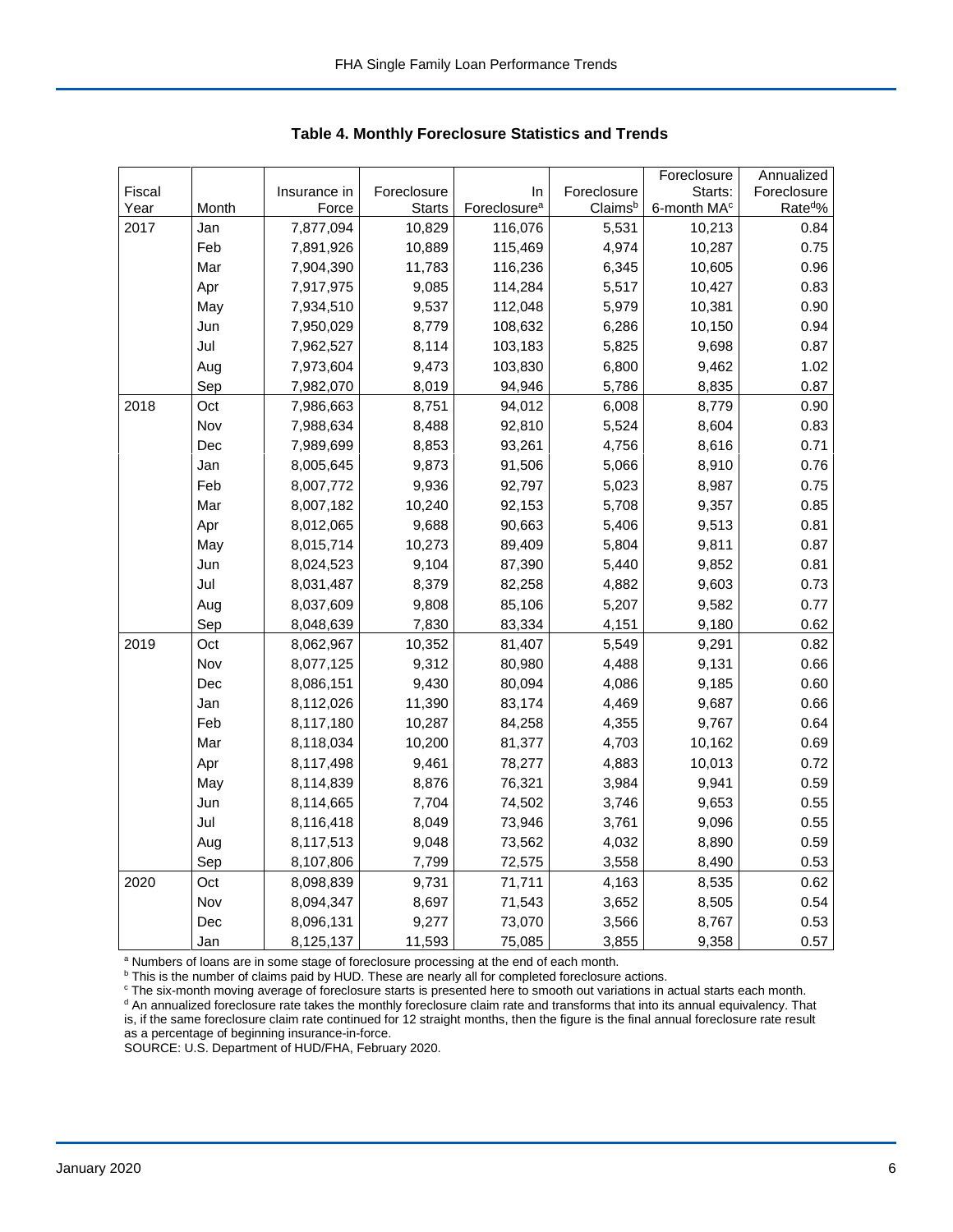## Table 4. Monthly Foreclosure Statistics and Trends

| Fiscal Year | Month | Insurance in Force | Foreclosure Starts | In Foreclosure[a] | Foreclosure Claims[b] | Foreclosure Starts: 6-month MA[c] | Annualized Foreclosure Rate[d]% |
|---|---|---|---|---|---|---|---|
| 2017 | Jan | 7,877,094 | 10,829 | 116,076 | 5,531 | 10,213 | 0.84 |
| | Feb | 7,891,926 | 10,889 | 115,469 | 4,974 | 10,287 | 0.75 |
| | Mar | 7,904,390 | 11,783 | 116,236 | 6,345 | 10,605 | 0.96 |
| | Apr | 7,917,975 | 9,085 | 114,284 | 5,517 | 10,427 | 0.83 |
| | May | 7,934,510 | 9,537 | 112,048 | 5,979 | 10,381 | 0.90 |
| | Jun | 7,950,029 | 8,779 | 108,632 | 6,286 | 10,150 | 0.94 |
| | Jul | 7,962,527 | 8,114 | 103,183 | 5,825 | 9,698 | 0.87 |
| | Aug | 7,973,604 | 9,473 | 103,830 | 6,800 | 9,462 | 1.02 |
| | Sep | 7,982,070 | 8,019 | 94,946 | 5,786 | 8,835 | 0.87 |
| 2018 | Oct | 7,986,663 | 8,751 | 94,012 | 6,008 | 8,779 | 0.90 |
| | Nov | 7,988,634 | 8,488 | 92,810 | 5,524 | 8,604 | 0.83 |
| | Dec | 7,989,699 | 8,853 | 93,261 | 4,756 | 8,616 | 0.71 |
| | Jan | 8,005,645 | 9,873 | 91,506 | 5,066 | 8,910 | 0.76 |
| | Feb | 8,007,772 | 9,936 | 92,797 | 5,023 | 8,987 | 0.75 |
| | Mar | 8,007,182 | 10,240 | 92,153 | 5,708 | 9,357 | 0.85 |
| | Apr | 8,012,065 | 9,688 | 90,663 | 5,406 | 9,513 | 0.81 |
| | May | 8,015,714 | 10,273 | 89,409 | 5,804 | 9,811 | 0.87 |
| | Jun | 8,024,523 | 9,104 | 87,390 | 5,440 | 9,852 | 0.81 |
| | Jul | 8,031,487 | 8,379 | 82,258 | 4,882 | 9,603 | 0.73 |
| | Aug | 8,037,609 | 9,808 | 85,106 | 5,207 | 9,582 | 0.77 |
| | Sep | 8,048,639 | 7,830 | 83,334 | 4,151 | 9,180 | 0.62 |
| 2019 | Oct | 8,062,967 | 10,352 | 81,407 | 5,549 | 9,291 | 0.82 |
| | Nov | 8,077,125 | 9,312 | 80,980 | 4,488 | 9,131 | 0.66 |
| | Dec | 8,086,151 | 9,430 | 80,094 | 4,086 | 9,185 | 0.60 |
| | Jan | 8,112,026 | 11,390 | 83,174 | 4,469 | 9,687 | 0.66 |
| | Feb | 8,117,180 | 10,287 | 84,258 | 4,355 | 9,767 | 0.64 |
| | Mar | 8,118,034 | 10,200 | 81,377 | 4,703 | 10,162 | 0.69 |
| | Apr | 8,117,498 | 9,461 | 78,277 | 4,883 | 10,013 | 0.72 |
| | May | 8,114,839 | 8,876 | 76,321 | 3,984 | 9,941 | 0.59 |
| | Jun | 8,114,665 | 7,704 | 74,502 | 3,746 | 9,653 | 0.55 |
| | Jul | 8,116,418 | 8,049 | 73,946 | 3,761 | 9,096 | 0.55 |
| | Aug | 8,117,513 | 9,048 | 73,562 | 4,032 | 8,890 | 0.59 |
| | Sep | 8,107,806 | 7,799 | 72,575 | 3,558 | 8,490 | 0.53 |
| 2020 | Oct | 8,098,839 | 9,731 | 71,711 | 4,163 | 8,535 | 0.62 |
| | Nov | 8,094,347 | 8,697 | 71,543 | 3,652 | 8,505 | 0.54 |
| | Dec | 8,096,131 | 9,277 | 73,070 | 3,566 | 8,767 | 0.53 |
| | Jan | 8,125,137 | 11,593 | 75,085 | 3,855 | 9,358 | 0.57 |

[a] Numbers of loans are in some stage of foreclosure processing at the end of each month.

[b] This is the number of claims paid by HUD. These are nearly all for completed foreclosure actions.

[c] The six-month moving average of foreclosure starts is presented here to smooth out variations in actual starts each month.

[d] An annualized foreclosure rate takes the monthly foreclosure claim rate and transforms that into its annual equivalency. That is, if the same foreclosure claim rate continued for 12 straight months, then the figure is the final annual foreclosure rate result as a percentage of beginning insurance-in-force.

SOURCE: U.S. Department of HUD/FHA, February 2020.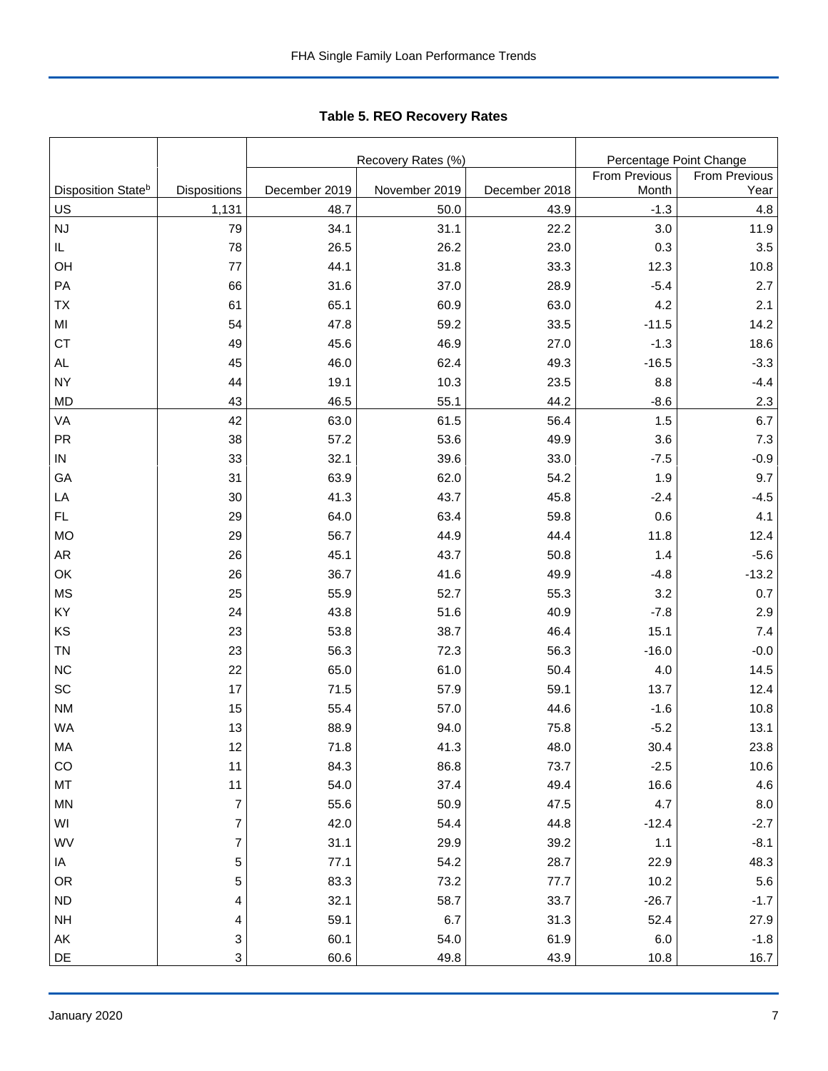**Table 5. REO Recovery Rates**

| | | Recovery Rates (%) | | | Percentage Point Change | |
|---|---|---|---|---|---|---|
| Disposition State[b] | Dispositions | December 2019 | November 2019 | December 2018 | From Previous Month | From Previous Year |
| US | 1,131 | 48.7 | 50.0 | 43.9 | -1.3 | 4.8 |
| NJ | 79 | 34.1 | 31.1 | 22.2 | 3.0 | 11.9 |
| IL | 78 | 26.5 | 26.2 | 23.0 | 0.3 | 3.5 |
| OH | 77 | 44.1 | 31.8 | 33.3 | 12.3 | 10.8 |
| PA | 66 | 31.6 | 37.0 | 28.9 | -5.4 | 2.7 |
| TX | 61 | 65.1 | 60.9 | 63.0 | 4.2 | 2.1 |
| MI | 54 | 47.8 | 59.2 | 33.5 | -11.5 | 14.2 |
| CT | 49 | 45.6 | 46.9 | 27.0 | -1.3 | 18.6 |
| AL | 45 | 46.0 | 62.4 | 49.3 | -16.5 | -3.3 |
| NY | 44 | 19.1 | 10.3 | 23.5 | 8.8 | -4.4 |
| MD | 43 | 46.5 | 55.1 | 44.2 | -8.6 | 2.3 |
| VA | 42 | 63.0 | 61.5 | 56.4 | 1.5 | 6.7 |
| PR | 38 | 57.2 | 53.6 | 49.9 | 3.6 | 7.3 |
| IN | 33 | 32.1 | 39.6 | 33.0 | -7.5 | -0.9 |
| GA | 31 | 63.9 | 62.0 | 54.2 | 1.9 | 9.7 |
| LA | 30 | 41.3 | 43.7 | 45.8 | -2.4 | -4.5 |
| FL | 29 | 64.0 | 63.4 | 59.8 | 0.6 | 4.1 |
| MO | 29 | 56.7 | 44.9 | 44.4 | 11.8 | 12.4 |
| AR | 26 | 45.1 | 43.7 | 50.8 | 1.4 | -5.6 |
| OK | 26 | 36.7 | 41.6 | 49.9 | -4.8 | -13.2 |
| MS | 25 | 55.9 | 52.7 | 55.3 | 3.2 | 0.7 |
| KY | 24 | 43.8 | 51.6 | 40.9 | -7.8 | 2.9 |
| KS | 23 | 53.8 | 38.7 | 46.4 | 15.1 | 7.4 |
| TN | 23 | 56.3 | 72.3 | 56.3 | -16.0 | -0.0 |
| NC | 22 | 65.0 | 61.0 | 50.4 | 4.0 | 14.5 |
| SC | 17 | 71.5 | 57.9 | 59.1 | 13.7 | 12.4 |
| NM | 15 | 55.4 | 57.0 | 44.6 | -1.6 | 10.8 |
| WA | 13 | 88.9 | 94.0 | 75.8 | -5.2 | 13.1 |
| MA | 12 | 71.8 | 41.3 | 48.0 | 30.4 | 23.8 |
| CO | 11 | 84.3 | 86.8 | 73.7 | -2.5 | 10.6 |
| MT | 11 | 54.0 | 37.4 | 49.4 | 16.6 | 4.6 |
| MN | 7 | 55.6 | 50.9 | 47.5 | 4.7 | 8.0 |
| WI | 7 | 42.0 | 54.4 | 44.8 | -12.4 | -2.7 |
| WV | 7 | 31.1 | 29.9 | 39.2 | 1.1 | -8.1 |
| IA | 5 | 77.1 | 54.2 | 28.7 | 22.9 | 48.3 |
| OR | 5 | 83.3 | 73.2 | 77.7 | 10.2 | 5.6 |
| ND | 4 | 32.1 | 58.7 | 33.7 | -26.7 | -1.7 |
| NH | 4 | 59.1 | 6.7 | 31.3 | 52.4 | 27.9 |
| AK | 3 | 60.1 | 54.0 | 61.9 | 6.0 | -1.8 |
| DE | 3 | 60.6 | 49.8 | 43.9 | 10.8 | 16.7 |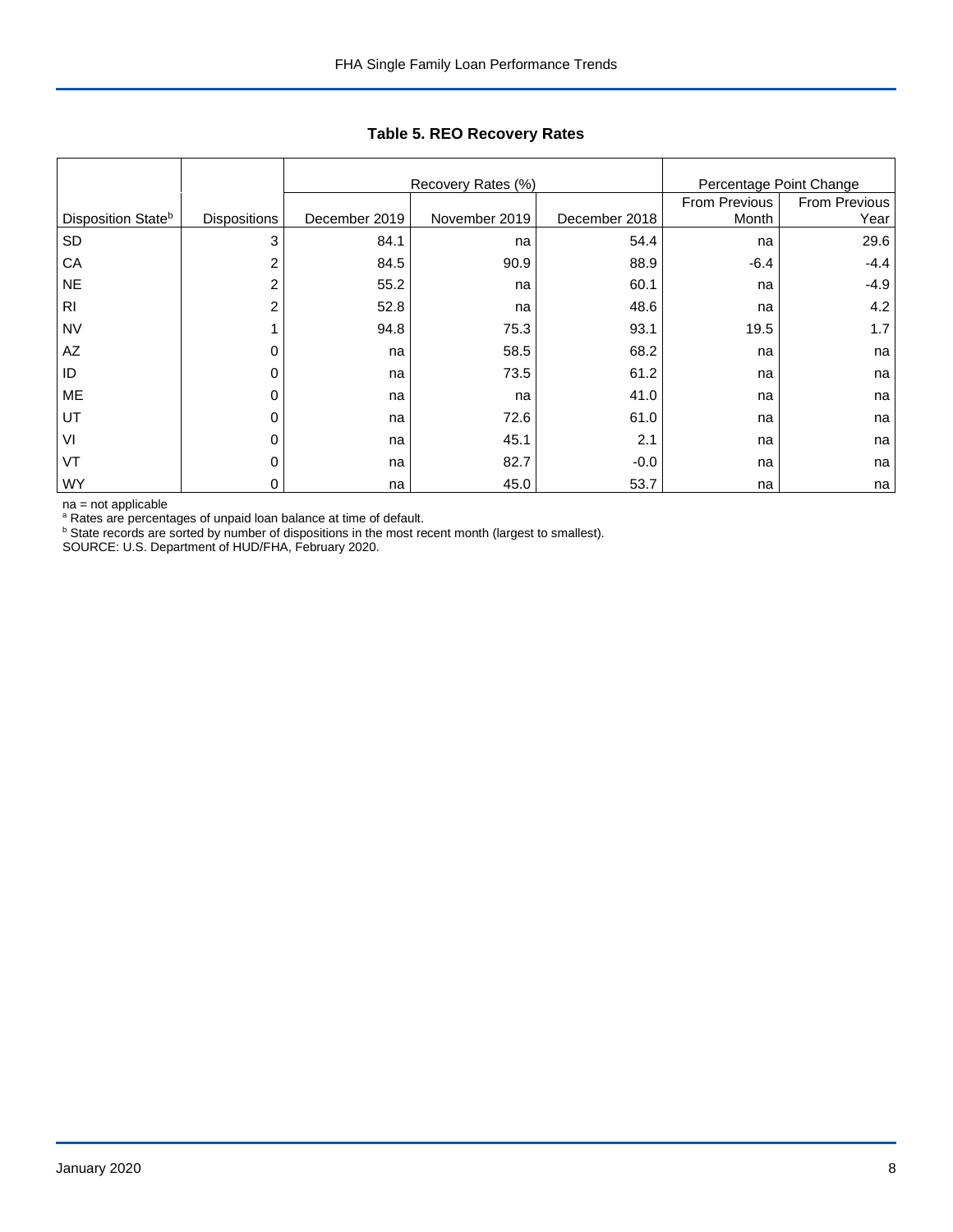**Table 5. REO Recovery Rates**

| | | Recovery Rates (%) | | | Percentage Point Change | |
|---|---|---|---|---|---|---|
| Disposition State[b] | Dispositions | December 2019 | November 2019 | December 2018 | From Previous Month | From Previous Year |
| SD | 3 | 84.1 | na | 54.4 | na | 29.6 |
| CA | 2 | 84.5 | 90.9 | 88.9 | -6.4 | -4.4 |
| NE | 2 | 55.2 | na | 60.1 | na | -4.9 |
| RI | 2 | 52.8 | na | 48.6 | na | 4.2 |
| NV | 1 | 94.8 | 75.3 | 93.1 | 19.5 | 1.7 |
| AZ | 0 | na | 58.5 | 68.2 | na | na |
| ID | 0 | na | 73.5 | 61.2 | na | na |
| ME | 0 | na | na | 41.0 | na | na |
| UT | 0 | na | 72.6 | 61.0 | na | na |
| VI | 0 | na | 45.1 | 2.1 | na | na |
| VT | 0 | na | 82.7 | -0.0 | na | na |
| WY | 0 | na | 45.0 | 53.7 | na | na |

na = not applicable
[a] Rates are percentages of unpaid loan balance at time of default.
[b] State records are sorted by number of dispositions in the most recent month (largest to smallest).
SOURCE: U.S. Department of HUD/FHA, February 2020.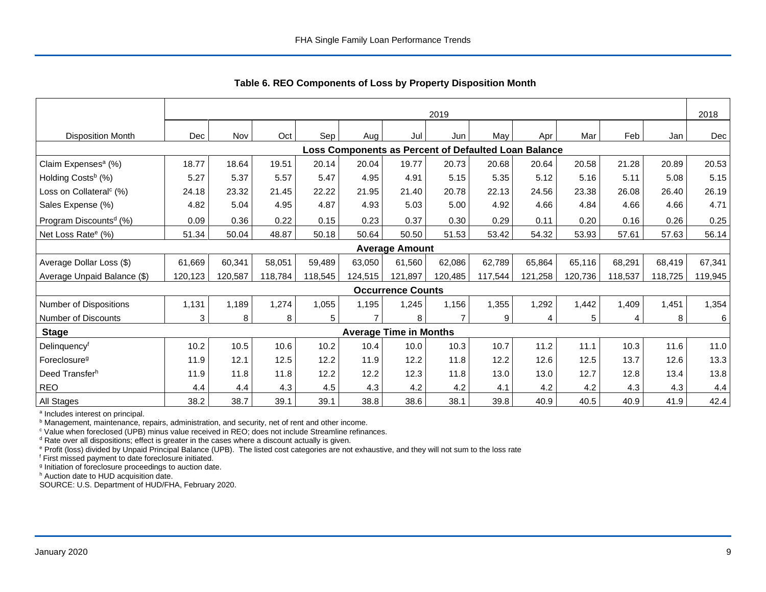### Table 6. REO Components of Loss by Property Disposition Month

| | 2019 | | | | | | | | | | | | 2018 |
|---|---|---|---|---|---|---|---|---|---|---|---|---|---|
| Disposition Month | Dec | Nov | Oct | Sep | Aug | Jul | Jun | May | Apr | Mar | Feb | Jan | Dec |
| **Loss Components as Percent of Defaulted Loan Balance** | | | | | | | | | | | | | |
| Claim Expenses[a] (%) | 18.77 | 18.64 | 19.51 | 20.14 | 20.04 | 19.77 | 20.73 | 20.68 | 20.64 | 20.58 | 21.28 | 20.89 | 20.53 |
| Holding Costs[b] (%) | 5.27 | 5.37 | 5.57 | 5.47 | 4.95 | 4.91 | 5.15 | 5.35 | 5.12 | 5.16 | 5.11 | 5.08 | 5.15 |
| Loss on Collateral[c] (%) | 24.18 | 23.32 | 21.45 | 22.22 | 21.95 | 21.40 | 20.78 | 22.13 | 24.56 | 23.38 | 26.08 | 26.40 | 26.19 |
| Sales Expense (%) | 4.82 | 5.04 | 4.95 | 4.87 | 4.93 | 5.03 | 5.00 | 4.92 | 4.66 | 4.84 | 4.66 | 4.66 | 4.71 |
| Program Discounts[d] (%) | 0.09 | 0.36 | 0.22 | 0.15 | 0.23 | 0.37 | 0.30 | 0.29 | 0.11 | 0.20 | 0.16 | 0.26 | 0.25 |
| Net Loss Rate[e] (%) | 51.34 | 50.04 | 48.87 | 50.18 | 50.64 | 50.50 | 51.53 | 53.42 | 54.32 | 53.93 | 57.61 | 57.63 | 56.14 |
| **Average Amount** | | | | | | | | | | | | | |
| Average Dollar Loss ($) | 61,669 | 60,341 | 58,051 | 59,489 | 63,050 | 61,560 | 62,086 | 62,789 | 65,864 | 65,116 | 68,291 | 68,419 | 67,341 |
| Average Unpaid Balance ($) | 120,123 | 120,587 | 118,784 | 118,545 | 124,515 | 121,897 | 120,485 | 117,544 | 121,258 | 120,736 | 118,537 | 118,725 | 119,945 |
| **Occurrence Counts** | | | | | | | | | | | | | |
| Number of Dispositions | 1,131 | 1,189 | 1,274 | 1,055 | 1,195 | 1,245 | 1,156 | 1,355 | 1,292 | 1,442 | 1,409 | 1,451 | 1,354 |
| Number of Discounts | 3 | 8 | 8 | 5 | 7 | 8 | 7 | 9 | 4 | 5 | 4 | 8 | 6 |
| **Stage** | **Average Time in Months** | | | | | | | | | | | | |
| Delinquency[f] | 10.2 | 10.5 | 10.6 | 10.2 | 10.4 | 10.0 | 10.3 | 10.7 | 11.2 | 11.1 | 10.3 | 11.6 | 11.0 |
| Foreclosure[g] | 11.9 | 12.1 | 12.5 | 12.2 | 11.9 | 12.2 | 11.8 | 12.2 | 12.6 | 12.5 | 13.7 | 12.6 | 13.3 |
| Deed Transfer[h] | 11.9 | 11.8 | 11.8 | 12.2 | 12.2 | 12.3 | 11.8 | 13.0 | 13.0 | 12.7 | 12.8 | 13.4 | 13.8 |
| REO | 4.4 | 4.4 | 4.3 | 4.5 | 4.3 | 4.2 | 4.2 | 4.1 | 4.2 | 4.2 | 4.3 | 4.3 | 4.4 |
| All Stages | 38.2 | 38.7 | 39.1 | 39.1 | 38.8 | 38.6 | 38.1 | 39.8 | 40.9 | 40.5 | 40.9 | 41.9 | 42.4 |

[a] Includes interest on principal.
[b] Management, maintenance, repairs, administration, and security, net of rent and other income.
[c] Value when foreclosed (UPB) minus value received in REO; does not include Streamline refinances.
[d] Rate over all dispositions; effect is greater in the cases where a discount actually is given.
[e] Profit (loss) divided by Unpaid Principal Balance (UPB). The listed cost categories are not exhaustive, and they will not sum to the loss rate
[f] First missed payment to date foreclosure initiated.
[g] Initiation of foreclosure proceedings to auction date.
[h] Auction date to HUD acquisition date.
SOURCE: U.S. Department of HUD/FHA, February 2020.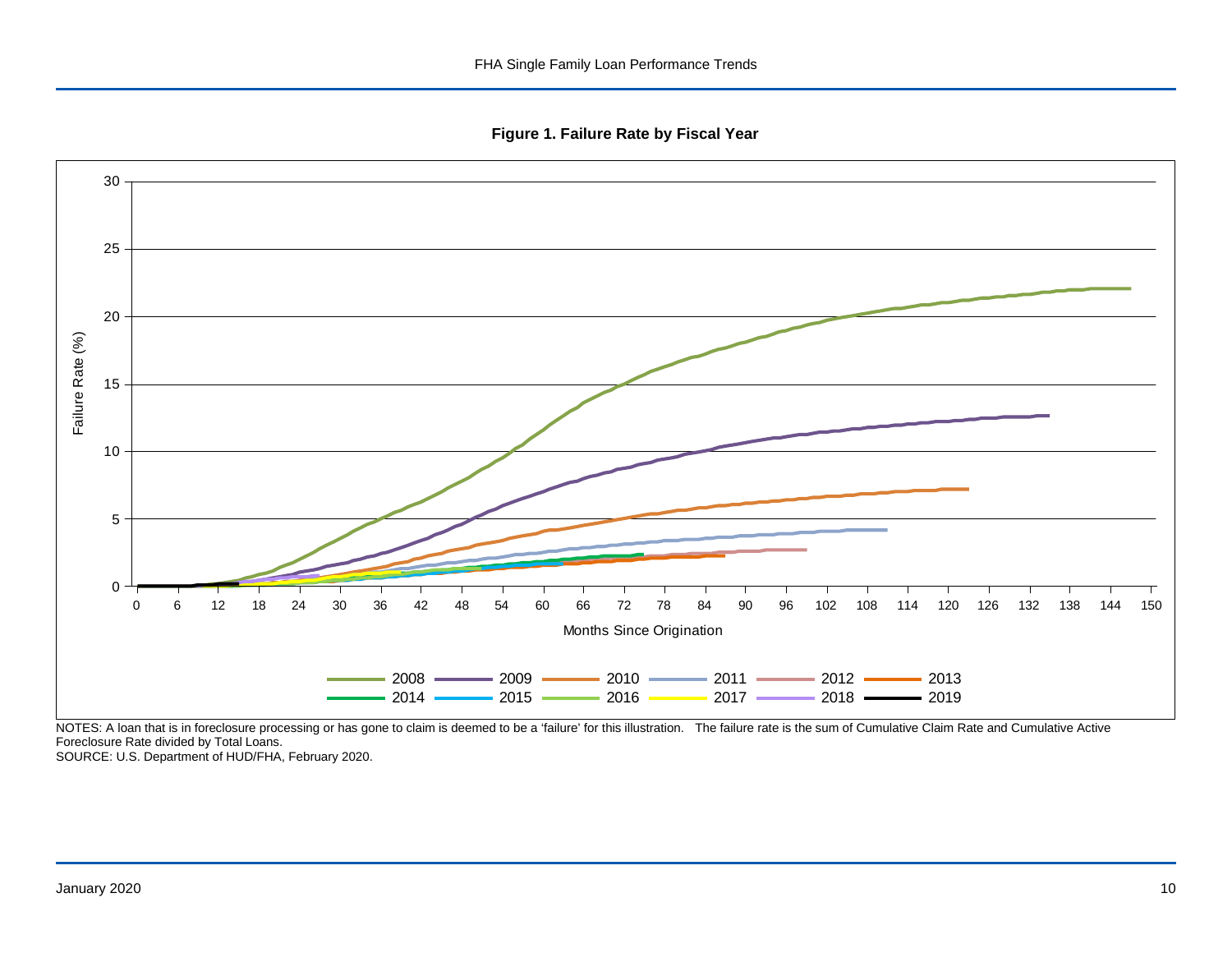**Figure 1. Failure Rate by Fiscal Year**

Failure Rate (%)

30
25
20
15
10
5
0

0 6 12 18 24 30 36 42 48 54 60 66 72 78 84 90 96 102 108 114 120 126 132 138 144 150

Months Since Origination

2008 2009 2010 2011 2012 2013
2014 2015 2016 2017 2018 2019

NOTES: A loan that is in foreclosure processing or has gone to claim is deemed to be a 'failure' for this illustration. The failure rate is the sum of Cumulative Claim Rate and Cumulative Active Foreclosure Rate divided by Total Loans.

SOURCE: U.S. Department of HUD/FHA, February 2020.